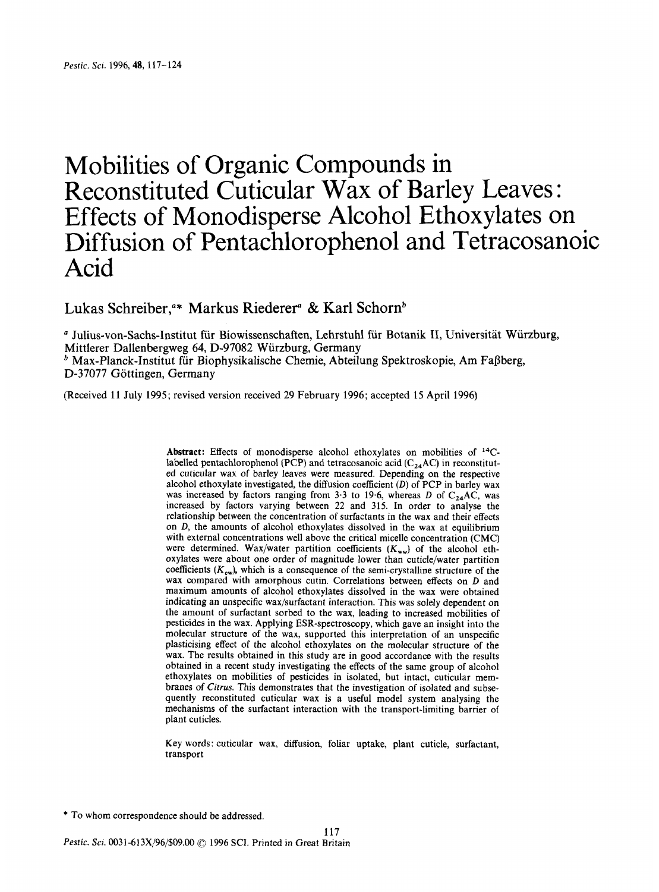# Mobilities of Organic Compounds in Reconstituted Cuticular Wax of Barley Leaves: Effects of Monodisperse Alcohol Ethoxylates on Diffusion of Pentachlorophenol and Tetracosanoic Acid

Lukas Schreiber,[a]* Markus Riederer[a] & Karl Schorn[b]

[a] Julius-von-Sachs-Institut für Biowissenschaften, Lehrstuhl für Botanik II, Universität Würzburg, Mittlerer Dallenbergweg 64, D-97082 Würzburg, Germany

[b] Max-Planck-Institut für Biophysikalische Chemie, Abteilung Spektroskopie, Am Faßberg, D-37077 Göttingen, Germany

(Received 11 July 1995; revised version received 29 February 1996; accepted 15 April 1996)

**Abstract:** Effects of monodisperse alcohol ethoxylates on mobilities of $^{14}C$-labelled pentachlorophenol (PCP) and tetracosanoic acid ($C_{24}AC$) in reconstituted cuticular wax of barley leaves were measured. Depending on the respective alcohol ethoxylate investigated, the diffusion coefficient ($D$) of PCP in barley wax was increased by factors ranging from 3·3 to 19·6, whereas $D$ of $C_{24}AC$, was increased by factors varying between 22 and 315. In order to analyse the relationship between the concentration of surfactants in the wax and their effects on $D$, the amounts of alcohol ethoxylates dissolved in the wax at equilibrium with external concentrations well above the critical micelle concentration (CMC) were determined. Wax/water partition coefficients ($K_{ww}$) of the alcohol ethoxylates were about one order of magnitude lower than cuticle/water partition coefficients ($K_{cw}$), which is a consequence of the semi-crystalline structure of the wax compared with amorphous cutin. Correlations between effects on $D$ and maximum amounts of alcohol ethoxylates dissolved in the wax were obtained indicating an unspecific wax/surfactant interaction. This was solely dependent on the amount of surfactant sorbed to the wax, leading to increased mobilities of pesticides in the wax. Applying ESR-spectroscopy, which gave an insight into the molecular structure of the wax, supported this interpretation of an unspecific plasticising effect of the alcohol ethoxylates on the molecular structure of the wax. The results obtained in this study are in good accordance with the results obtained in a recent study investigating the effects of the same group of alcohol ethoxylates on mobilities of pesticides in isolated, but intact, cuticular membranes of *Citrus*. This demonstrates that the investigation of isolated and subsequently reconstituted cuticular wax is a useful model system analysing the mechanisms of the surfactant interaction with the transport-limiting barrier of plant cuticles.

Key words: cuticular wax, diffusion, foliar uptake, plant cuticle, surfactant, transport

\* To whom correspondence should be addressed.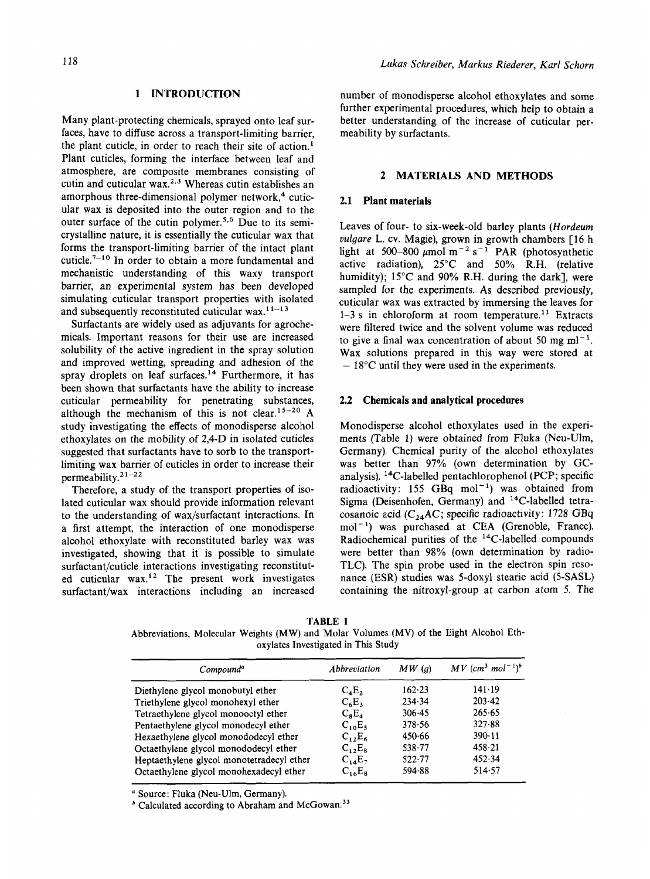## 1 INTRODUCTION

Many plant-protecting chemicals, sprayed onto leaf surfaces, have to diffuse across a transport-limiting barrier, the plant cuticle, in order to reach their site of action.[1] Plant cuticles, forming the interface between leaf and atmosphere, are composite membranes consisting of cutin and cuticular wax.[2,3] Whereas cutin establishes an amorphous three-dimensional polymer network,[4] cuticular wax is deposited into the outer region and to the outer surface of the cutin polymer.[5,6] Due to its semi-crystalline nature, it is essentially the cuticular wax that forms the transport-limiting barrier of the intact plant cuticle.[7–10] In order to obtain a more fundamental and mechanistic understanding of this waxy transport barrier, an experimental system has been developed simulating cuticular transport properties with isolated and subsequently reconstituted cuticular wax.[11–13]

Surfactants are widely used as adjuvants for agrochemicals. Important reasons for their use are increased solubility of the active ingredient in the spray solution and improved wetting, spreading and adhesion of the spray droplets on leaf surfaces.[14] Furthermore, it has been shown that surfactants have the ability to increase cuticular permeability for penetrating substances, although the mechanism of this is not clear.[15–20] A study investigating the effects of monodisperse alcohol ethoxylates on the mobility of 2,4-D in isolated cuticles suggested that surfactants have to sorb to the transport-limiting wax barrier of cuticles in order to increase their permeability.[21–22]

Therefore, a study of the transport properties of isolated cuticular wax should provide information relevant to the understanding of wax/surfactant interactions. In a first attempt, the interaction of one monodisperse alcohol ethoxylate with reconstituted barley wax was investigated, showing that it is possible to simulate surfactant/cuticle interactions investigating reconstituted cuticular wax.[12] The present work investigates surfactant/wax interactions including an increased number of monodisperse alcohol ethoxylates and some further experimental procedures, which help to obtain a better understanding of the increase of cuticular permeability by surfactants.

## 2 MATERIALS AND METHODS

### 2.1 Plant materials

Leaves of four- to six-week-old barley plants (*Hordeum vulgare* L. cv. Magie), grown in growth chambers [16 h light at 500–800 μmol m$^{-2}$ s$^{-1}$ PAR (photosynthetic active radiation), 25°C and 50% R.H. (relative humidity); 15°C and 90% R.H. during the dark], were sampled for the experiments. As described previously, cuticular wax was extracted by immersing the leaves for 1–3 s in chloroform at room temperature.[11] Extracts were filtered twice and the solvent volume was reduced to give a final wax concentration of about 50 mg ml$^{-1}$. Wax solutions prepared in this way were stored at −18°C until they were used in the experiments.

### 2.2 Chemicals and analytical procedures

Monodisperse alcohol ethoxylates used in the experiments (Table 1) were obtained from Fluka (Neu-Ulm, Germany). Chemical purity of the alcohol ethoxylates was better than 97% (own determination by GC-analysis). $^{14}$C-labelled pentachlorophenol (PCP; specific radioactivity: 155 GBq mol$^{-1}$) was obtained from Sigma (Deisenhofen, Germany) and $^{14}$C-labelled tetracosanoic acid ($C_{24}$AC; specific radioactivity: 1728 GBq mol$^{-1}$) was purchased at CEA (Grenoble, France). Radiochemical purities of the $^{14}$C-labelled compounds were better than 98% (own determination by radio-TLC). The spin probe used in the electron spin resonance (ESR) studies was 5-doxyl stearic acid (5-SASL) containing the nitroxyl-group at carbon atom 5. The

**TABLE 1**
Abbreviations, Molecular Weights (MW) and Molar Volumes (MV) of the Eight Alcohol Ethoxylates Investigated in This Study

| *Compound*[a] | *Abbreviation* | *MW (g)* | *MV (cm$^3$ mol$^{-1}$)*[b] |
|---|---|---|---|
| Diethylene glycol monobutyl ether | $C_4E_2$ | 162·23 | 141·19 |
| Triethylene glycol monohexyl ether | $C_6E_3$ | 234·34 | 203·42 |
| Tetraethylene glycol monooctyl ether | $C_8E_4$ | 306·45 | 265·65 |
| Pentaethylene glycol monodecyl ether | $C_{10}E_5$ | 378·56 | 327·88 |
| Hexaethylene glycol monododecyl ether | $C_{12}E_6$ | 450·66 | 390·11 |
| Octaethylene glycol monododecyl ether | $C_{12}E_8$ | 538·77 | 458·21 |
| Heptaethylene glycol monotetradecyl ether | $C_{14}E_7$ | 522·77 | 452·34 |
| Octaethylene glycol monohexadecyl ether | $C_{16}E_8$ | 594·88 | 514·57 |

[a] Source: Fluka (Neu-Ulm, Germany).
[b] Calculated according to Abraham and McGowan.[33]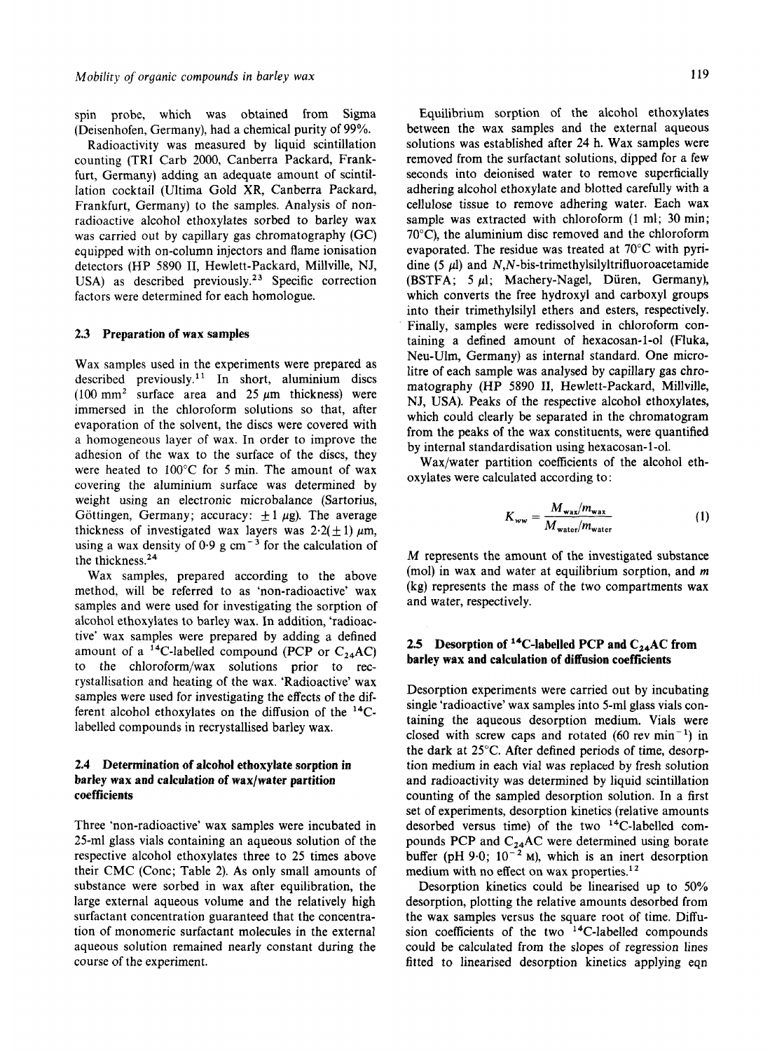spin probe, which was obtained from Sigma (Deisenhofen, Germany), had a chemical purity of 99%.

Radioactivity was measured by liquid scintillation counting (TRI Carb 2000, Canberra Packard, Frankfurt, Germany) adding an adequate amount of scintillation cocktail (Ultima Gold XR, Canberra Packard, Frankfurt, Germany) to the samples. Analysis of non-radioactive alcohol ethoxylates sorbed to barley wax was carried out by capillary gas chromatography (GC) equipped with on-column injectors and flame ionisation detectors (HP 5890 II, Hewlett-Packard, Millville, NJ, USA) as described previously.[23] Specific correction factors were determined for each homologue.

### 2.3 Preparation of wax samples

Wax samples used in the experiments were prepared as described previously.[11] In short, aluminium discs (100 mm² surface area and 25 μm thickness) were immersed in the chloroform solutions so that, after evaporation of the solvent, the discs were covered with a homogeneous layer of wax. In order to improve the adhesion of the wax to the surface of the discs, they were heated to 100°C for 5 min. The amount of wax covering the aluminium surface was determined by weight using an electronic microbalance (Sartorius, Göttingen, Germany; accuracy: ±1 μg). The average thickness of investigated wax layers was 2·2(±1) μm, using a wax density of 0·9 g cm$^{-3}$ for the calculation of the thickness.[24]

Wax samples, prepared according to the above method, will be referred to as 'non-radioactive' wax samples and were used for investigating the sorption of alcohol ethoxylates to barley wax. In addition, 'radioactive' wax samples were prepared by adding a defined amount of a $^{14}C$-labelled compound (PCP or $C_{24}AC$) to the chloroform/wax solutions prior to recrystallisation and heating of the wax. 'Radioactive' wax samples were used for investigating the effects of the different alcohol ethoxylates on the diffusion of the $^{14}C$-labelled compounds in recrystallised barley wax.

### 2.4 Determination of alcohol ethoxylate sorption in barley wax and calculation of wax/water partition coefficients

Three 'non-radioactive' wax samples were incubated in 25-ml glass vials containing an aqueous solution of the respective alcohol ethoxylates three to 25 times above their CMC (Conc; Table 2). As only small amounts of substance were sorbed in wax after equilibration, the large external aqueous volume and the relatively high surfactant concentration guaranteed that the concentration of monomeric surfactant molecules in the external aqueous solution remained nearly constant during the course of the experiment.

Equilibrium sorption of the alcohol ethoxylates between the wax samples and the external aqueous solutions was established after 24 h. Wax samples were removed from the surfactant solutions, dipped for a few seconds into deionised water to remove superficially adhering alcohol ethoxylate and blotted carefully with a cellulose tissue to remove adhering water. Each wax sample was extracted with chloroform (1 ml; 30 min; 70°C), the aluminium disc removed and the chloroform evaporated. The residue was treated at 70°C with pyridine (5 μl) and *N*,*N*-bis-trimethylsilyltrifluoroacetamide (BSTFA; 5 μl; Machery-Nagel, Düren, Germany), which converts the free hydroxyl and carboxyl groups into their trimethylsilyl ethers and esters, respectively. Finally, samples were redissolved in chloroform containing a defined amount of hexacosan-1-ol (Fluka, Neu-Ulm, Germany) as internal standard. One microlitre of each sample was analysed by capillary gas chromatography (HP 5890 II, Hewlett-Packard, Millville, NJ, USA). Peaks of the respective alcohol ethoxylates, which could clearly be separated in the chromatogram from the peaks of the wax constituents, were quantified by internal standardisation using hexacosan-1-ol.

Wax/water partition coefficients of the alcohol ethoxylates were calculated according to:

$$K_{ww} = \frac{M_{wax}/m_{wax}}{M_{water}/m_{water}} \tag{1}$$

$M$ represents the amount of the investigated substance (mol) in wax and water at equilibrium sorption, and $m$ (kg) represents the mass of the two compartments wax and water, respectively.

### 2.5 Desorption of $^{14}C$-labelled PCP and $C_{24}AC$ from barley wax and calculation of diffusion coefficients

Desorption experiments were carried out by incubating single 'radioactive' wax samples into 5-ml glass vials containing the aqueous desorption medium. Vials were closed with screw caps and rotated (60 rev min$^{-1}$) in the dark at 25°C. After defined periods of time, desorption medium in each vial was replaced by fresh solution and radioactivity was determined by liquid scintillation counting of the sampled desorption solution. In a first set of experiments, desorption kinetics (relative amounts desorbed versus time) of the two $^{14}C$-labelled compounds PCP and $C_{24}AC$ were determined using borate buffer (pH 9·0; $10^{-2}$ M), which is an inert desorption medium with no effect on wax properties.[12]

Desorption kinetics could be linearised up to 50% desorption, plotting the relative amounts desorbed from the wax samples versus the square root of time. Diffusion coefficients of the two $^{14}C$-labelled compounds could be calculated from the slopes of regression lines fitted to linearised desorption kinetics applying eqn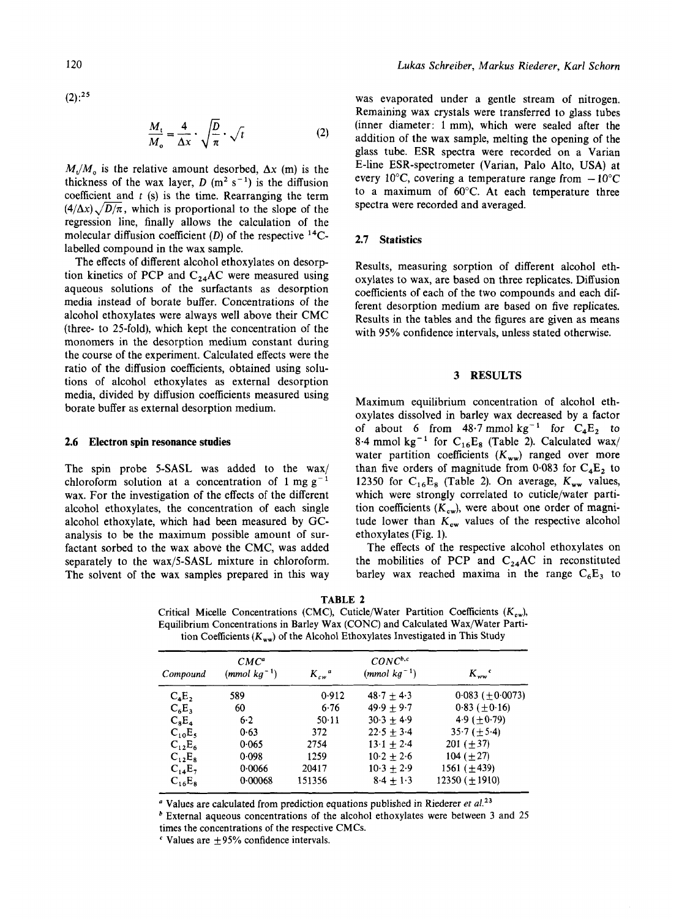(2):[25]

$$\frac{M_t}{M_o} = \frac{4}{\Delta x} \cdot \sqrt{\frac{D}{\pi}} \cdot \sqrt{t} \tag{2}$$

$M_t/M_o$ is the relative amount desorbed, $\Delta x$ (m) is the thickness of the wax layer, $D$ ($m^2\ s^{-1}$) is the diffusion coefficient and $t$ (s) is the time. Rearranging the term $(4/\Delta x)\sqrt{D/\pi}$, which is proportional to the slope of the regression line, finally allows the calculation of the molecular diffusion coefficient ($D$) of the respective $^{14}C$-labelled compound in the wax sample.

The effects of different alcohol ethoxylates on desorption kinetics of PCP and $C_{24}AC$ were measured using aqueous solutions of the surfactants as desorption media instead of borate buffer. Concentrations of the alcohol ethoxylates were always well above their CMC (three- to 25-fold), which kept the concentration of the monomers in the desorption medium constant during the course of the experiment. Calculated effects were the ratio of the diffusion coefficients, obtained using solutions of alcohol ethoxylates as external desorption media, divided by diffusion coefficients measured using borate buffer as external desorption medium.

### 2.6 Electron spin resonance studies

The spin probe 5-SASL was added to the wax/chloroform solution at a concentration of 1 mg $g^{-1}$ wax. For the investigation of the effects of the different alcohol ethoxylates, the concentration of each single alcohol ethoxylate, which had been measured by GC-analysis to be the maximum possible amount of surfactant sorbed to the wax above the CMC, was added separately to the wax/5-SASL mixture in chloroform. The solvent of the wax samples prepared in this way was evaporated under a gentle stream of nitrogen. Remaining wax crystals were transferred to glass tubes (inner diameter: 1 mm), which were sealed after the addition of the wax sample, melting the opening of the glass tube. ESR spectra were recorded on a Varian E-line ESR-spectrometer (Varian, Palo Alto, USA) at every 10°C, covering a temperature range from −10°C to a maximum of 60°C. At each temperature three spectra were recorded and averaged.

### 2.7 Statistics

Results, measuring sorption of different alcohol ethoxylates to wax, are based on three replicates. Diffusion coefficients of each of the two compounds and each different desorption medium are based on five replicates. Results in the tables and the figures are given as means with 95% confidence intervals, unless stated otherwise.

## 3 RESULTS

Maximum equilibrium concentration of alcohol ethoxylates dissolved in barley wax decreased by a factor of about 6 from 48·7 mmol $kg^{-1}$ for $C_4E_2$ to 8·4 mmol $kg^{-1}$ for $C_{16}E_8$ (Table 2). Calculated wax/water partition coefficients ($K_{ww}$) ranged over more than five orders of magnitude from 0·083 for $C_4E_2$ to 12350 for $C_{16}E_8$ (Table 2). On average, $K_{ww}$ values, which were strongly correlated to cuticle/water partition coefficients ($K_{cw}$), were about one order of magnitude lower than $K_{cw}$ values of the respective alcohol ethoxylates (Fig. 1).

The effects of the respective alcohol ethoxylates on the mobilities of PCP and $C_{24}AC$ in reconstituted barley wax reached maxima in the range $C_6E_3$ to

**TABLE 2**
Critical Micelle Concentrations (CMC), Cuticle/Water Partition Coefficients ($K_{cw}$), Equilibrium Concentrations in Barley Wax (CONC) and Calculated Wax/Water Partition Coefficients ($K_{ww}$) of the Alcohol Ethoxylates Investigated in This Study

| Compound | CMC[a] (mmol $kg^{-1}$) | $K_{cw}$[a] | CONC[b,c] (mmol $kg^{-1}$) | $K_{ww}$[c] |
|---|---|---|---|---|
| $C_4E_2$ | 589 | 0·912 | 48·7 ± 4·3 | 0·083 (±0·0073) |
| $C_6E_3$ | 60 | 6·76 | 49·9 ± 9·7 | 0·83 (±0·16) |
| $C_8E_4$ | 6·2 | 50·11 | 30·3 ± 4·9 | 4·9 (±0·79) |
| $C_{10}E_5$ | 0·63 | 372 | 22·5 ± 3·4 | 35·7 (±5·4) |
| $C_{12}E_6$ | 0·065 | 2754 | 13·1 ± 2·4 | 201 (±37) |
| $C_{12}E_8$ | 0·098 | 1259 | 10·2 ± 2·6 | 104 (±27) |
| $C_{14}E_7$ | 0·0066 | 20417 | 10·3 ± 2·9 | 1561 (±439) |
| $C_{16}E_8$ | 0·00068 | 151356 | 8·4 ± 1·3 | 12350 (±1910) |

[a] Values are calculated from prediction equations published in Riederer *et al.*[23]
[b] External aqueous concentrations of the alcohol ethoxylates were between 3 and 25 times the concentrations of the respective CMCs.
[c] Values are ±95% confidence intervals.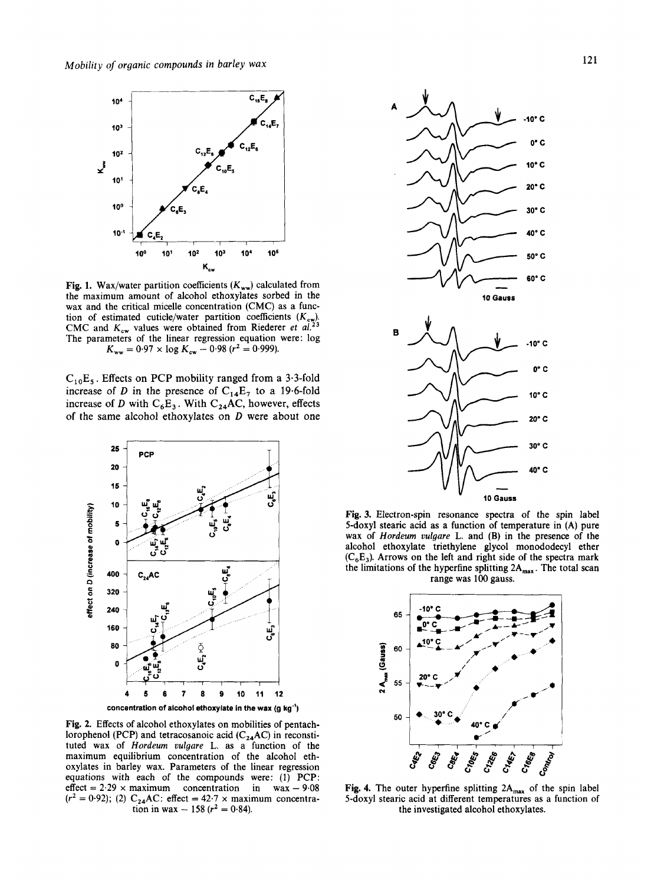Fig. 1. Wax/water partition coefficients ($K_{ww}$) calculated from the maximum amount of alcohol ethoxylates sorbed in the wax and the critical micelle concentration (CMC) as a function of estimated cuticle/water partition coefficients ($K_{cw}$). CMC and $K_{cw}$ values were obtained from Riederer *et al.*[23] The parameters of the linear regression equation were: $\log K_{ww} = 0{\cdot}97 \times \log K_{cw} - 0{\cdot}98$ ($r^2 = 0{\cdot}999$).

$C_{10}E_5$. Effects on PCP mobility ranged from a 3·3-fold increase of $D$ in the presence of $C_{14}E_7$ to a 19·6-fold increase of $D$ with $C_6E_3$. With $C_{24}AC$, however, effects of the same alcohol ethoxylates on $D$ were about one

Fig. 2. Effects of alcohol ethoxylates on mobilities of pentachlorophenol (PCP) and tetracosanoic acid ($C_{24}AC$) in reconstituted wax of *Hordeum vulgare* L. as a function of the maximum equilibrium concentration of the alcohol ethoxylates in barley wax. Parameters of the linear regression equations with each of the compounds were: (1) PCP: effect = 2·29 × maximum concentration in wax − 9·08 ($r^2 = 0{\cdot}92$); (2) $C_{24}AC$: effect = 42·7 × maximum concentration in wax − 158 ($r^2 = 0{\cdot}84$).

Fig. 3. Electron-spin resonance spectra of the spin label 5-doxyl stearic acid as a function of temperature in (A) pure wax of *Hordeum vulgare* L. and (B) in the presence of the alcohol ethoxylate triethylene glycol monododecyl ether ($C_6E_3$). Arrows on the left and right side of the spectra mark the limitations of the hyperfine splitting $2A_{max}$. The total scan range was 100 gauss.

Fig. 4. The outer hyperfine splitting $2A_{max}$ of the spin label 5-doxyl stearic acid at different temperatures as a function of the investigated alcohol ethoxylates.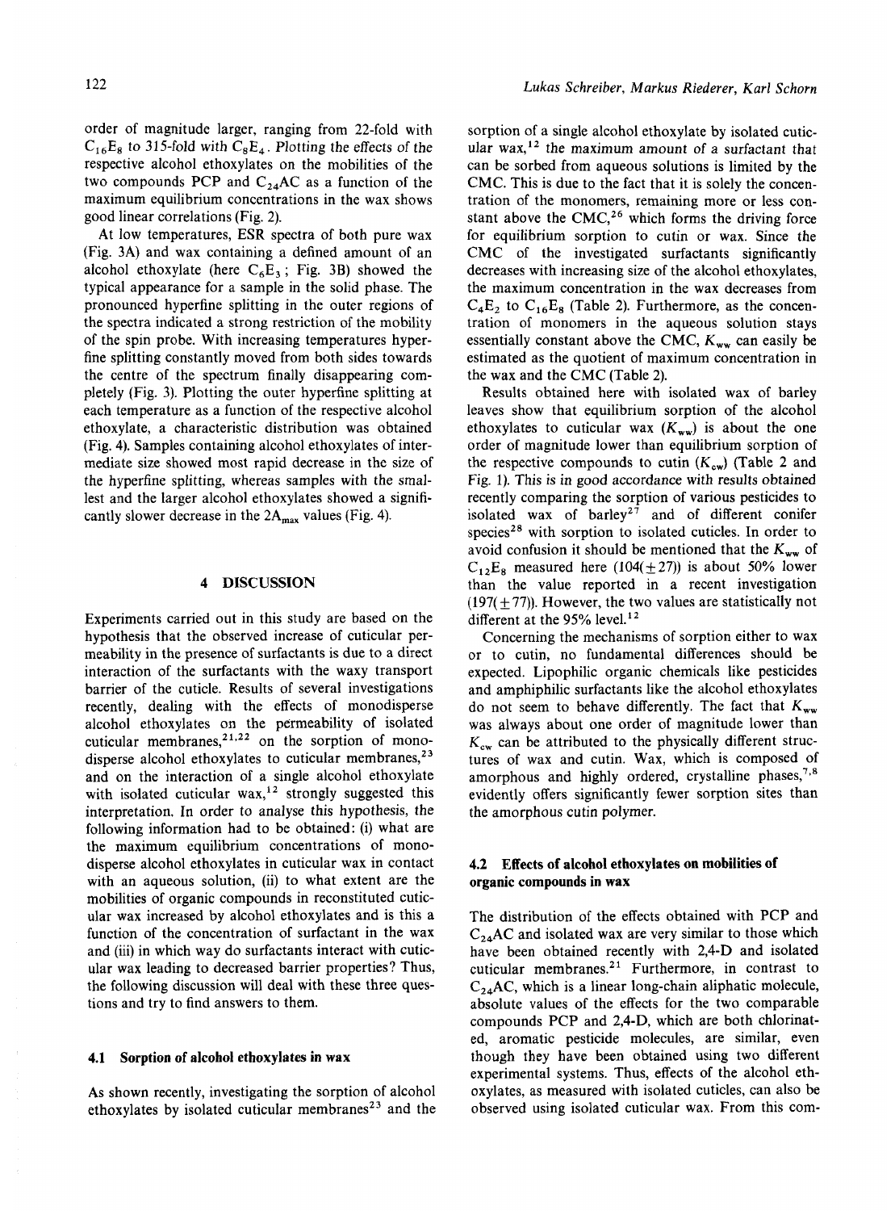order of magnitude larger, ranging from 22-fold with $C_{16}E_8$ to 315-fold with $C_8E_4$. Plotting the effects of the respective alcohol ethoxylates on the mobilities of the two compounds PCP and $C_{24}AC$ as a function of the maximum equilibrium concentrations in the wax shows good linear correlations (Fig. 2).

At low temperatures, ESR spectra of both pure wax (Fig. 3A) and wax containing a defined amount of an alcohol ethoxylate (here $C_6E_3$; Fig. 3B) showed the typical appearance for a sample in the solid phase. The pronounced hyperfine splitting in the outer regions of the spectra indicated a strong restriction of the mobility of the spin probe. With increasing temperatures hyperfine splitting constantly moved from both sides towards the centre of the spectrum finally disappearing completely (Fig. 3). Plotting the outer hyperfine splitting at each temperature as a function of the respective alcohol ethoxylate, a characteristic distribution was obtained (Fig. 4). Samples containing alcohol ethoxylates of intermediate size showed most rapid decrease in the size of the hyperfine splitting, whereas samples with the smallest and the larger alcohol ethoxylates showed a significantly slower decrease in the $2A_{max}$ values (Fig. 4).

## 4 DISCUSSION

Experiments carried out in this study are based on the hypothesis that the observed increase of cuticular permeability in the presence of surfactants is due to a direct interaction of the surfactants with the waxy transport barrier of the cuticle. Results of several investigations recently, dealing with the effects of monodisperse alcohol ethoxylates on the permeability of isolated cuticular membranes,[21,22] on the sorption of monodisperse alcohol ethoxylates to cuticular membranes,[23] and on the interaction of a single alcohol ethoxylate with isolated cuticular wax,[12] strongly suggested this interpretation. In order to analyse this hypothesis, the following information had to be obtained: (i) what are the maximum equilibrium concentrations of monodisperse alcohol ethoxylates in cuticular wax in contact with an aqueous solution, (ii) to what extent are the mobilities of organic compounds in reconstituted cuticular wax increased by alcohol ethoxylates and is this a function of the concentration of surfactant in the wax and (iii) in which way do surfactants interact with cuticular wax leading to decreased barrier properties? Thus, the following discussion will deal with these three questions and try to find answers to them.

### 4.1 Sorption of alcohol ethoxylates in wax

As shown recently, investigating the sorption of alcohol ethoxylates by isolated cuticular membranes[23] and the sorption of a single alcohol ethoxylate by isolated cuticular wax,[12] the maximum amount of a surfactant that can be sorbed from aqueous solutions is limited by the CMC. This is due to the fact that it is solely the concentration of the monomers, remaining more or less constant above the CMC,[26] which forms the driving force for equilibrium sorption to cutin or wax. Since the CMC of the investigated surfactants significantly decreases with increasing size of the alcohol ethoxylates, the maximum concentration in the wax decreases from $C_4E_2$ to $C_{16}E_8$ (Table 2). Furthermore, as the concentration of monomers in the aqueous solution stays essentially constant above the CMC, $K_{ww}$ can easily be estimated as the quotient of maximum concentration in the wax and the CMC (Table 2).

Results obtained here with isolated wax of barley leaves show that equilibrium sorption of the alcohol ethoxylates to cuticular wax ($K_{ww}$) is about the one order of magnitude lower than equilibrium sorption of the respective compounds to cutin ($K_{cw}$) (Table 2 and Fig. 1). This is in good accordance with results obtained recently comparing the sorption of various pesticides to isolated wax of barley[27] and of different conifer species[28] with sorption to isolated cuticles. In order to avoid confusion it should be mentioned that the $K_{ww}$ of $C_{12}E_8$ measured here ($104(\pm 27)$) is about 50% lower than the value reported in a recent investigation ($197(\pm 77)$). However, the two values are statistically not different at the 95% level.[12]

Concerning the mechanisms of sorption either to wax or to cutin, no fundamental differences should be expected. Lipophilic organic chemicals like pesticides and amphiphilic surfactants like the alcohol ethoxylates do not seem to behave differently. The fact that $K_{ww}$ was always about one order of magnitude lower than $K_{cw}$ can be attributed to the physically different structures of wax and cutin. Wax, which is composed of amorphous and highly ordered, crystalline phases,[7,8] evidently offers significantly fewer sorption sites than the amorphous cutin polymer.

### 4.2 Effects of alcohol ethoxylates on mobilities of organic compounds in wax

The distribution of the effects obtained with PCP and $C_{24}AC$ and isolated wax are very similar to those which have been obtained recently with 2,4-D and isolated cuticular membranes.[21] Furthermore, in contrast to $C_{24}AC$, which is a linear long-chain aliphatic molecule, absolute values of the effects for the two comparable compounds PCP and 2,4-D, which are both chlorinated, aromatic pesticide molecules, are similar, even though they have been obtained using two different experimental systems. Thus, effects of the alcohol ethoxylates, as measured with isolated cuticles, can also be observed using isolated cuticular wax. From this com-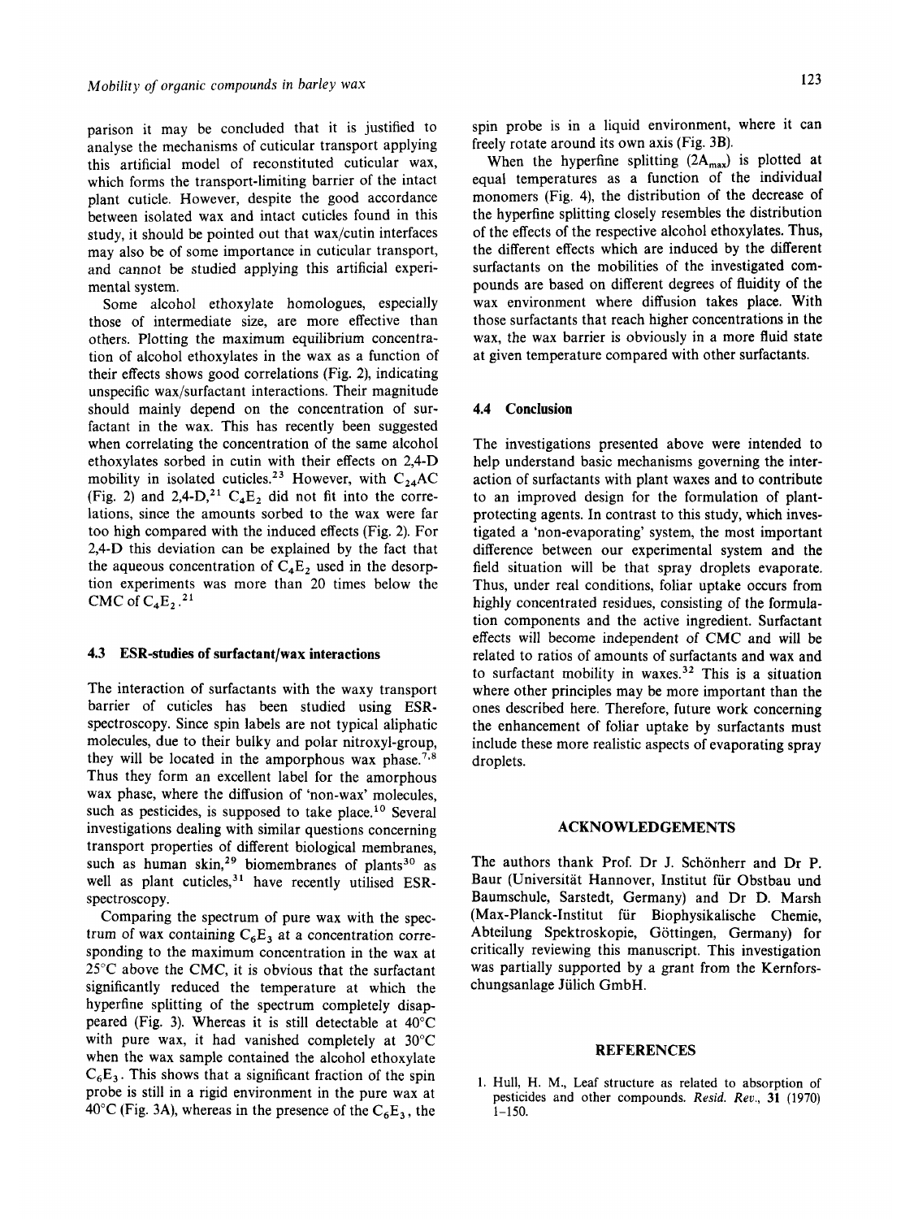parison it may be concluded that it is justified to analyse the mechanisms of cuticular transport applying this artificial model of reconstituted cuticular wax, which forms the transport-limiting barrier of the intact plant cuticle. However, despite the good accordance between isolated wax and intact cuticles found in this study, it should be pointed out that wax/cutin interfaces may also be of some importance in cuticular transport, and cannot be studied applying this artificial experimental system.

Some alcohol ethoxylate homologues, especially those of intermediate size, are more effective than others. Plotting the maximum equilibrium concentration of alcohol ethoxylates in the wax as a function of their effects shows good correlations (Fig. 2), indicating unspecific wax/surfactant interactions. Their magnitude should mainly depend on the concentration of surfactant in the wax. This has recently been suggested when correlating the concentration of the same alcohol ethoxylates sorbed in cutin with their effects on 2,4-D mobility in isolated cuticles.[23] However, with $C_{24}AC$ (Fig. 2) and 2,4-D,[21] $C_4E_2$ did not fit into the correlations, since the amounts sorbed to the wax were far too high compared with the induced effects (Fig. 2). For 2,4-D this deviation can be explained by the fact that the aqueous concentration of $C_4E_2$ used in the desorption experiments was more than 20 times below the CMC of $C_4E_2$.[21]

### 4.3 ESR-studies of surfactant/wax interactions

The interaction of surfactants with the waxy transport barrier of cuticles has been studied using ESR-spectroscopy. Since spin labels are not typical aliphatic molecules, due to their bulky and polar nitroxyl-group, they will be located in the amporphous wax phase.[7,8] Thus they form an excellent label for the amorphous wax phase, where the diffusion of 'non-wax' molecules, such as pesticides, is supposed to take place.[10] Several investigations dealing with similar questions concerning transport properties of different biological membranes, such as human skin,[29] biomembranes of plants[30] as well as plant cuticles,[31] have recently utilised ESR-spectroscopy.

Comparing the spectrum of pure wax with the spectrum of wax containing $C_6E_3$ at a concentration corresponding to the maximum concentration in the wax at 25°C above the CMC, it is obvious that the surfactant significantly reduced the temperature at which the hyperfine splitting of the spectrum completely disappeared (Fig. 3). Whereas it is still detectable at 40°C with pure wax, it had vanished completely at 30°C when the wax sample contained the alcohol ethoxylate $C_6E_3$. This shows that a significant fraction of the spin probe is still in a rigid environment in the pure wax at 40°C (Fig. 3A), whereas in the presence of the $C_6E_3$, the spin probe is in a liquid environment, where it can freely rotate around its own axis (Fig. 3B).

When the hyperfine splitting ($2A_{max}$) is plotted at equal temperatures as a function of the individual monomers (Fig. 4), the distribution of the decrease of the hyperfine splitting closely resembles the distribution of the effects of the respective alcohol ethoxylates. Thus, the different effects which are induced by the different surfactants on the mobilities of the investigated compounds are based on different degrees of fluidity of the wax environment where diffusion takes place. With those surfactants that reach higher concentrations in the wax, the wax barrier is obviously in a more fluid state at given temperature compared with other surfactants.

### 4.4 Conclusion

The investigations presented above were intended to help understand basic mechanisms governing the interaction of surfactants with plant waxes and to contribute to an improved design for the formulation of plant-protecting agents. In contrast to this study, which investigated a 'non-evaporating' system, the most important difference between our experimental system and the field situation will be that spray droplets evaporate. Thus, under real conditions, foliar uptake occurs from highly concentrated residues, consisting of the formulation components and the active ingredient. Surfactant effects will become independent of CMC and will be related to ratios of amounts of surfactants and wax and to surfactant mobility in waxes.[32] This is a situation where other principles may be more important than the ones described here. Therefore, future work concerning the enhancement of foliar uptake by surfactants must include these more realistic aspects of evaporating spray droplets.

## ACKNOWLEDGEMENTS

The authors thank Prof. Dr J. Schönherr and Dr P. Baur (Universität Hannover, Institut für Obstbau und Baumschule, Sarstedt, Germany) and Dr D. Marsh (Max-Planck-Institut für Biophysikalische Chemie, Abteilung Spektroskopie, Göttingen, Germany) for critically reviewing this manuscript. This investigation was partially supported by a grant from the Kernforschungsanlage Jülich GmbH.

## REFERENCES

1. Hull, H. M., Leaf structure as related to absorption of pesticides and other compounds. *Resid. Rev.*, **31** (1970) 1–150.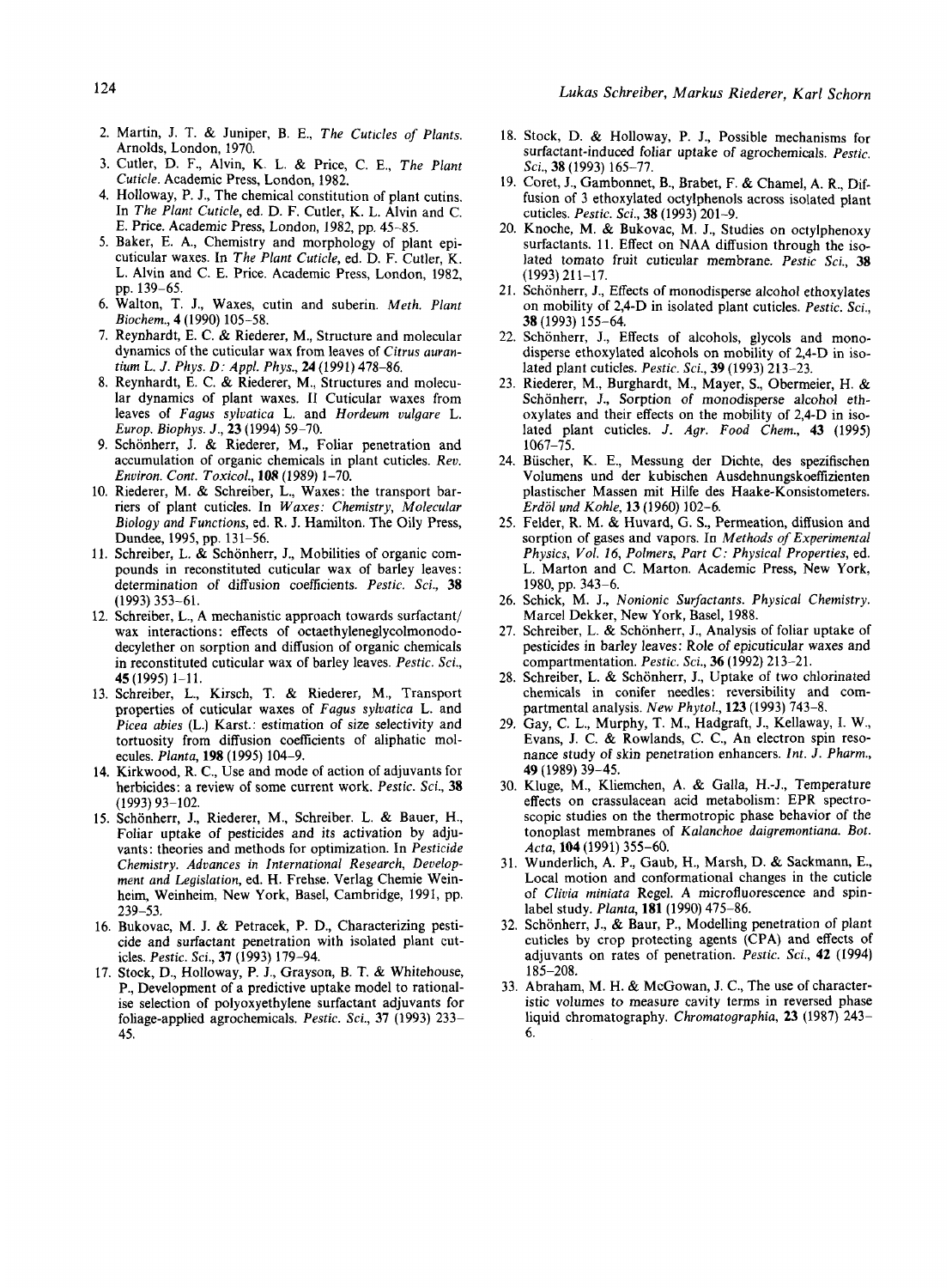2. Martin, J. T. & Juniper, B. E., *The Cuticles of Plants.* Arnolds, London, 1970.
3. Cutler, D. F., Alvin, K. L. & Price, C. E., *The Plant Cuticle.* Academic Press, London, 1982.
4. Holloway, P. J., The chemical constitution of plant cutins. In *The Plant Cuticle*, ed. D. F. Cutler, K. L. Alvin and C. E. Price. Academic Press, London, 1982, pp. 45–85.
5. Baker, E. A., Chemistry and morphology of plant epicuticular waxes. In *The Plant Cuticle*, ed. D. F. Cutler, K. L. Alvin and C. E. Price. Academic Press, London, 1982, pp. 139–65.
6. Walton, T. J., Waxes, cutin and suberin. *Meth. Plant Biochem.*, **4** (1990) 105–58.
7. Reynhardt, E. C. & Riederer, M., Structure and molecular dynamics of the cuticular wax from leaves of *Citrus aurantium* L. *J. Phys. D: Appl. Phys.*, **24** (1991) 478–86.
8. Reynhardt, E. C. & Riederer, M., Structures and molecular dynamics of plant waxes. II Cuticular waxes from leaves of *Fagus sylvatica* L. and *Hordeum vulgare* L. *Europ. Biophys. J.*, **23** (1994) 59–70.
9. Schönherr, J. & Riederer, M., Foliar penetration and accumulation of organic chemicals in plant cuticles. *Rev. Environ. Cont. Toxicol.*, **108** (1989) 1–70.
10. Riederer, M. & Schreiber, L., Waxes: the transport barriers of plant cuticles. In *Waxes: Chemistry, Molecular Biology and Functions*, ed. R. J. Hamilton. The Oily Press, Dundee, 1995, pp. 131–56.
11. Schreiber, L. & Schönherr, J., Mobilities of organic compounds in reconstituted cuticular wax of barley leaves: determination of diffusion coefficients. *Pestic. Sci.*, **38** (1993) 353–61.
12. Schreiber, L., A mechanistic approach towards surfactant/wax interactions: effects of octaethyleneglycolmonododecylether on sorption and diffusion of organic chemicals in reconstituted cuticular wax of barley leaves. *Pestic. Sci.*, **45** (1995) 1–11.
13. Schreiber, L., Kirsch, T. & Riederer, M., Transport properties of cuticular waxes of *Fagus sylvatica* L. and *Picea abies* (L.) Karst.: estimation of size selectivity and tortuosity from diffusion coefficients of aliphatic molecules. *Planta*, **198** (1995) 104–9.
14. Kirkwood, R. C., Use and mode of action of adjuvants for herbicides: a review of some current work. *Pestic. Sci.*, **38** (1993) 93–102.
15. Schönherr, J., Riederer, M., Schreiber. L. & Bauer, H., Foliar uptake of pesticides and its activation by adjuvants: theories and methods for optimization. In *Pesticide Chemistry. Advances in International Research, Development and Legislation*, ed. H. Frehse. Verlag Chemie Weinheim, Weinheim, New York, Basel, Cambridge, 1991, pp. 239–53.
16. Bukovac, M. J. & Petracek, P. D., Characterizing pesticide and surfactant penetration with isolated plant cuticles. *Pestic. Sci.*, **37** (1993) 179–94.
17. Stock, D., Holloway, P. J., Grayson, B. T. & Whitehouse, P., Development of a predictive uptake model to rationalise selection of polyoxyethylene surfactant adjuvants for foliage-applied agrochemicals. *Pestic. Sci.*, **37** (1993) 233–45.
18. Stock, D. & Holloway, P. J., Possible mechanisms for surfactant-induced foliar uptake of agrochemicals. *Pestic. Sci.*, **38** (1993) 165–77.
19. Coret, J., Gambonnet, B., Brabet, F. & Chamel, A. R., Diffusion of 3 ethoxylated octylphenols across isolated plant cuticles. *Pestic. Sci.*, **38** (1993) 201–9.
20. Knoche, M. & Bukovac, M. J., Studies on octylphenoxy surfactants. 11. Effect on NAA diffusion through the isolated tomato fruit cuticular membrane. *Pestic Sci.*, **38** (1993) 211–17.
21. Schönherr, J., Effects of monodisperse alcohol ethoxylates on mobility of 2,4-D in isolated plant cuticles. *Pestic. Sci.*, **38** (1993) 155–64.
22. Schönherr, J., Effects of alcohols, glycols and monodisperse ethoxylated alcohols on mobility of 2,4-D in isolated plant cuticles. *Pestic. Sci.*, **39** (1993) 213–23.
23. Riederer, M., Burghardt, M., Mayer, S., Obermeier, H. & Schönherr, J., Sorption of monodisperse alcohol ethoxylates and their effects on the mobility of 2,4-D in isolated plant cuticles. *J. Agr. Food Chem.*, **43** (1995) 1067–75.
24. Büscher, K. E., Messung der Dichte, des spezifischen Volumens und der kubischen Ausdehnungskoeffizienten plastischer Massen mit Hilfe des Haake-Konsistometers. *Erdöl und Kohle*, **13** (1960) 102–6.
25. Felder, R. M. & Huvard, G. S., Permeation, diffusion and sorption of gases and vapors. In *Methods of Experimental Physics, Vol. 16, Polmers, Part C: Physical Properties*, ed. L. Marton and C. Marton. Academic Press, New York, 1980, pp. 343–6.
26. Schick, M. J., *Nonionic Surfactants. Physical Chemistry.* Marcel Dekker, New York, Basel, 1988.
27. Schreiber, L. & Schönherr, J., Analysis of foliar uptake of pesticides in barley leaves: Role of epicuticular waxes and compartmentation. *Pestic. Sci.*, **36** (1992) 213–21.
28. Schreiber, L. & Schönherr, J., Uptake of two chlorinated chemicals in conifer needles: reversibility and compartmental analysis. *New Phytol.*, **123** (1993) 743–8.
29. Gay, C. L., Murphy, T. M., Hadgraft, J., Kellaway, I. W., Evans, J. C. & Rowlands, C. C., An electron spin resonance study of skin penetration enhancers. *Int. J. Pharm.*, **49** (1989) 39–45.
30. Kluge, M., Kliemchen, A. & Galla, H.-J., Temperature effects on crassulacean acid metabolism: EPR spectroscopic studies on the thermotropic phase behavior of the tonoplast membranes of *Kalanchoe daigremontiana*. *Bot. Acta*, **104** (1991) 355–60.
31. Wunderlich, A. P., Gaub, H., Marsh, D. & Sackmann, E., Local motion and conformational changes in the cuticle of *Clivia miniata* Regel. A microfluorescence and spin-label study. *Planta*, **181** (1990) 475–86.
32. Schönherr, J., & Baur, P., Modelling penetration of plant cuticles by crop protecting agents (CPA) and effects of adjuvants on rates of penetration. *Pestic. Sci.*, **42** (1994) 185–208.
33. Abraham, M. H. & McGowan, J. C., The use of characteristic volumes to measure cavity terms in reversed phase liquid chromatography. *Chromatographia*, **23** (1987) 243–6.